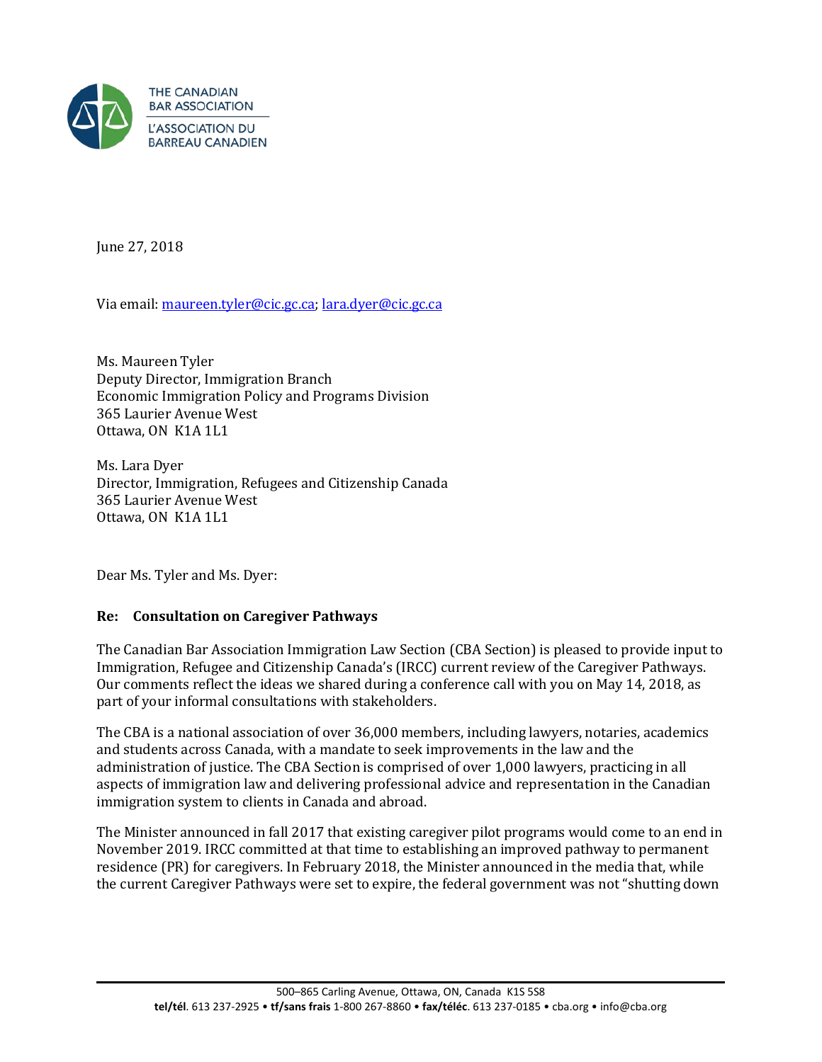THE CANADIAN BAR ASSOCIATION

L'ASSOCIATION DU BARREAU CANADIEN

June 27, 2018

Via email: maureen.tyler@cic.gc.ca; lara.dyer@cic.gc.ca

Ms. Maureen Tyler
Deputy Director, Immigration Branch
Economic Immigration Policy and Programs Division
365 Laurier Avenue West
Ottawa, ON K1A 1L1

Ms. Lara Dyer
Director, Immigration, Refugees and Citizenship Canada
365 Laurier Avenue West
Ottawa, ON K1A 1L1

Dear Ms. Tyler and Ms. Dyer:

**Re: Consultation on Caregiver Pathways**

The Canadian Bar Association Immigration Law Section (CBA Section) is pleased to provide input to Immigration, Refugee and Citizenship Canada's (IRCC) current review of the Caregiver Pathways. Our comments reflect the ideas we shared during a conference call with you on May 14, 2018, as part of your informal consultations with stakeholders.

The CBA is a national association of over 36,000 members, including lawyers, notaries, academics and students across Canada, with a mandate to seek improvements in the law and the administration of justice. The CBA Section is comprised of over 1,000 lawyers, practicing in all aspects of immigration law and delivering professional advice and representation in the Canadian immigration system to clients in Canada and abroad.

The Minister announced in fall 2017 that existing caregiver pilot programs would come to an end in November 2019. IRCC committed at that time to establishing an improved pathway to permanent residence (PR) for caregivers. In February 2018, the Minister announced in the media that, while the current Caregiver Pathways were set to expire, the federal government was not "shutting down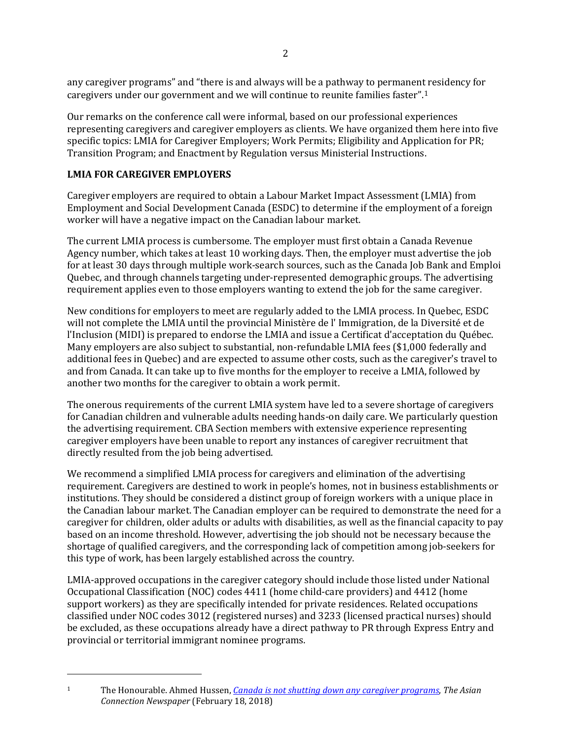any caregiver programs" and "there is and always will be a pathway to permanent residency for caregivers under our government and we will continue to reunite families faster".[1]

Our remarks on the conference call were informal, based on our professional experiences representing caregivers and caregiver employers as clients. We have organized them here into five specific topics: LMIA for Caregiver Employers; Work Permits; Eligibility and Application for PR; Transition Program; and Enactment by Regulation versus Ministerial Instructions.

## LMIA FOR CAREGIVER EMPLOYERS

Caregiver employers are required to obtain a Labour Market Impact Assessment (LMIA) from Employment and Social Development Canada (ESDC) to determine if the employment of a foreign worker will have a negative impact on the Canadian labour market.

The current LMIA process is cumbersome. The employer must first obtain a Canada Revenue Agency number, which takes at least 10 working days. Then, the employer must advertise the job for at least 30 days through multiple work-search sources, such as the Canada Job Bank and Emploi Quebec, and through channels targeting under-represented demographic groups. The advertising requirement applies even to those employers wanting to extend the job for the same caregiver.

New conditions for employers to meet are regularly added to the LMIA process. In Quebec, ESDC will not complete the LMIA until the provincial Ministère de l' Immigration, de la Diversité et de l'Inclusion (MIDI) is prepared to endorse the LMIA and issue a Certificat d'acceptation du Québec. Many employers are also subject to substantial, non-refundable LMIA fees ($1,000 federally and additional fees in Quebec) and are expected to assume other costs, such as the caregiver's travel to and from Canada. It can take up to five months for the employer to receive a LMIA, followed by another two months for the caregiver to obtain a work permit.

The onerous requirements of the current LMIA system have led to a severe shortage of caregivers for Canadian children and vulnerable adults needing hands-on daily care. We particularly question the advertising requirement. CBA Section members with extensive experience representing caregiver employers have been unable to report any instances of caregiver recruitment that directly resulted from the job being advertised.

We recommend a simplified LMIA process for caregivers and elimination of the advertising requirement. Caregivers are destined to work in people's homes, not in business establishments or institutions. They should be considered a distinct group of foreign workers with a unique place in the Canadian labour market. The Canadian employer can be required to demonstrate the need for a caregiver for children, older adults or adults with disabilities, as well as the financial capacity to pay based on an income threshold. However, advertising the job should not be necessary because the shortage of qualified caregivers, and the corresponding lack of competition among job-seekers for this type of work, has been largely established across the country.

LMIA-approved occupations in the caregiver category should include those listed under National Occupational Classification (NOC) codes 4411 (home child-care providers) and 4412 (home support workers) as they are specifically intended for private residences. Related occupations classified under NOC codes 3012 (registered nurses) and 3233 (licensed practical nurses) should be excluded, as these occupations already have a direct pathway to PR through Express Entry and provincial or territorial immigrant nominee programs.

---

[1] The Honourable. Ahmed Hussen, *Canada is not shutting down any caregiver programs*, *The Asian Connection Newspaper* (February 18, 2018)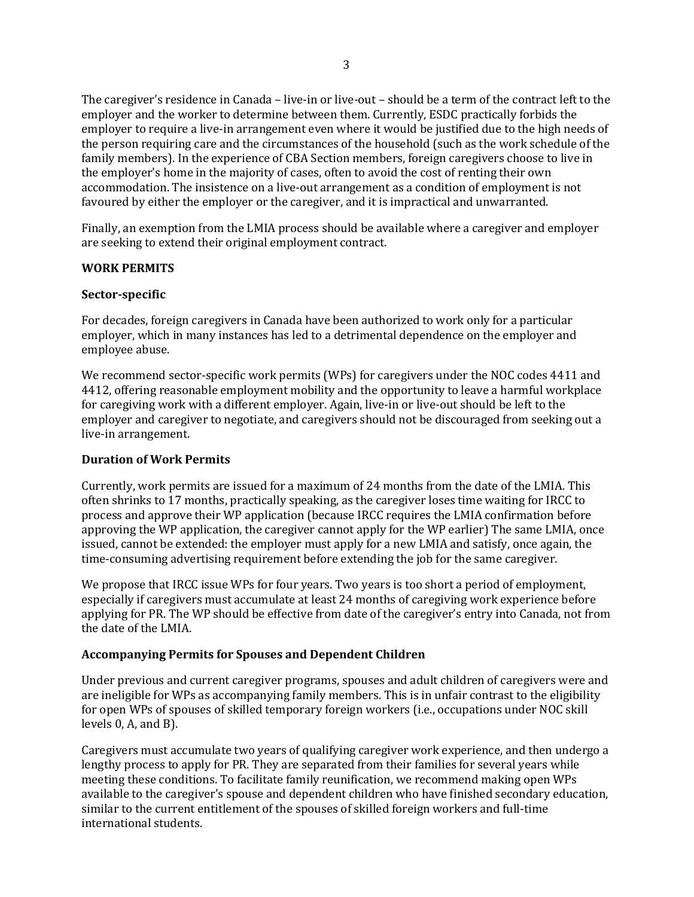The caregiver's residence in Canada – live-in or live-out – should be a term of the contract left to the employer and the worker to determine between them. Currently, ESDC practically forbids the employer to require a live-in arrangement even where it would be justified due to the high needs of the person requiring care and the circumstances of the household (such as the work schedule of the family members). In the experience of CBA Section members, foreign caregivers choose to live in the employer's home in the majority of cases, often to avoid the cost of renting their own accommodation. The insistence on a live-out arrangement as a condition of employment is not favoured by either the employer or the caregiver, and it is impractical and unwarranted.

Finally, an exemption from the LMIA process should be available where a caregiver and employer are seeking to extend their original employment contract.

## WORK PERMITS

### Sector-specific

For decades, foreign caregivers in Canada have been authorized to work only for a particular employer, which in many instances has led to a detrimental dependence on the employer and employee abuse.

We recommend sector-specific work permits (WPs) for caregivers under the NOC codes 4411 and 4412, offering reasonable employment mobility and the opportunity to leave a harmful workplace for caregiving work with a different employer. Again, live-in or live-out should be left to the employer and caregiver to negotiate, and caregivers should not be discouraged from seeking out a live-in arrangement.

### Duration of Work Permits

Currently, work permits are issued for a maximum of 24 months from the date of the LMIA. This often shrinks to 17 months, practically speaking, as the caregiver loses time waiting for IRCC to process and approve their WP application (because IRCC requires the LMIA confirmation before approving the WP application, the caregiver cannot apply for the WP earlier) The same LMIA, once issued, cannot be extended: the employer must apply for a new LMIA and satisfy, once again, the time-consuming advertising requirement before extending the job for the same caregiver.

We propose that IRCC issue WPs for four years. Two years is too short a period of employment, especially if caregivers must accumulate at least 24 months of caregiving work experience before applying for PR. The WP should be effective from date of the caregiver's entry into Canada, not from the date of the LMIA.

### Accompanying Permits for Spouses and Dependent Children

Under previous and current caregiver programs, spouses and adult children of caregivers were and are ineligible for WPs as accompanying family members. This is in unfair contrast to the eligibility for open WPs of spouses of skilled temporary foreign workers (i.e., occupations under NOC skill levels 0, A, and B).

Caregivers must accumulate two years of qualifying caregiver work experience, and then undergo a lengthy process to apply for PR. They are separated from their families for several years while meeting these conditions. To facilitate family reunification, we recommend making open WPs available to the caregiver's spouse and dependent children who have finished secondary education, similar to the current entitlement of the spouses of skilled foreign workers and full-time international students.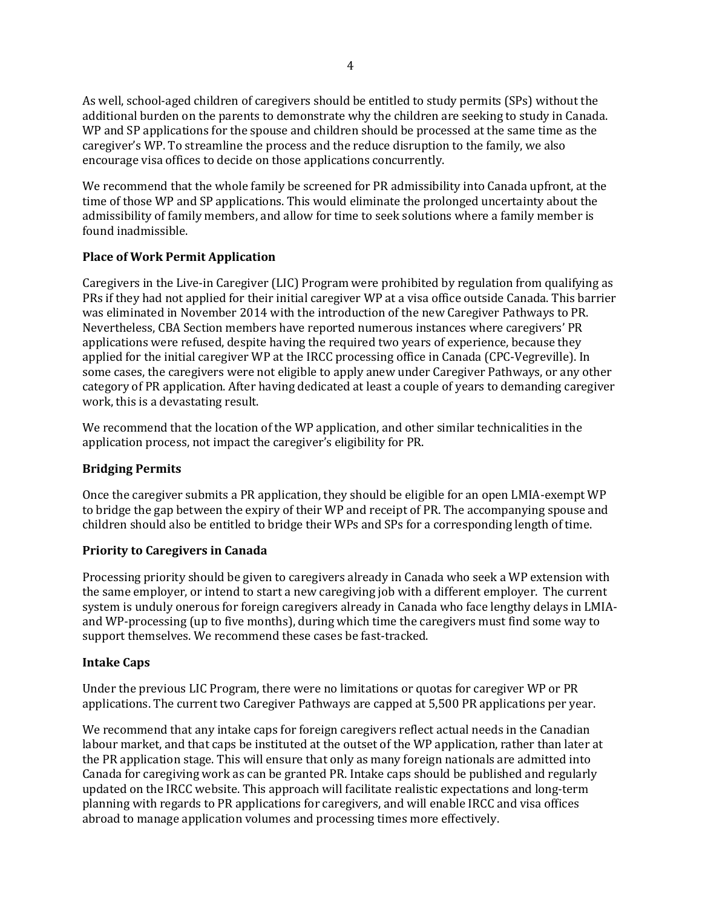As well, school-aged children of caregivers should be entitled to study permits (SPs) without the additional burden on the parents to demonstrate why the children are seeking to study in Canada. WP and SP applications for the spouse and children should be processed at the same time as the caregiver's WP. To streamline the process and the reduce disruption to the family, we also encourage visa offices to decide on those applications concurrently.

We recommend that the whole family be screened for PR admissibility into Canada upfront, at the time of those WP and SP applications. This would eliminate the prolonged uncertainty about the admissibility of family members, and allow for time to seek solutions where a family member is found inadmissible.

**Place of Work Permit Application**

Caregivers in the Live-in Caregiver (LIC) Program were prohibited by regulation from qualifying as PRs if they had not applied for their initial caregiver WP at a visa office outside Canada. This barrier was eliminated in November 2014 with the introduction of the new Caregiver Pathways to PR. Nevertheless, CBA Section members have reported numerous instances where caregivers' PR applications were refused, despite having the required two years of experience, because they applied for the initial caregiver WP at the IRCC processing office in Canada (CPC-Vegreville). In some cases, the caregivers were not eligible to apply anew under Caregiver Pathways, or any other category of PR application. After having dedicated at least a couple of years to demanding caregiver work, this is a devastating result.

We recommend that the location of the WP application, and other similar technicalities in the application process, not impact the caregiver's eligibility for PR.

**Bridging Permits**

Once the caregiver submits a PR application, they should be eligible for an open LMIA-exempt WP to bridge the gap between the expiry of their WP and receipt of PR. The accompanying spouse and children should also be entitled to bridge their WPs and SPs for a corresponding length of time.

**Priority to Caregivers in Canada**

Processing priority should be given to caregivers already in Canada who seek a WP extension with the same employer, or intend to start a new caregiving job with a different employer. The current system is unduly onerous for foreign caregivers already in Canada who face lengthy delays in LMIA- and WP-processing (up to five months), during which time the caregivers must find some way to support themselves. We recommend these cases be fast-tracked.

**Intake Caps**

Under the previous LIC Program, there were no limitations or quotas for caregiver WP or PR applications. The current two Caregiver Pathways are capped at 5,500 PR applications per year.

We recommend that any intake caps for foreign caregivers reflect actual needs in the Canadian labour market, and that caps be instituted at the outset of the WP application, rather than later at the PR application stage. This will ensure that only as many foreign nationals are admitted into Canada for caregiving work as can be granted PR. Intake caps should be published and regularly updated on the IRCC website. This approach will facilitate realistic expectations and long-term planning with regards to PR applications for caregivers, and will enable IRCC and visa offices abroad to manage application volumes and processing times more effectively.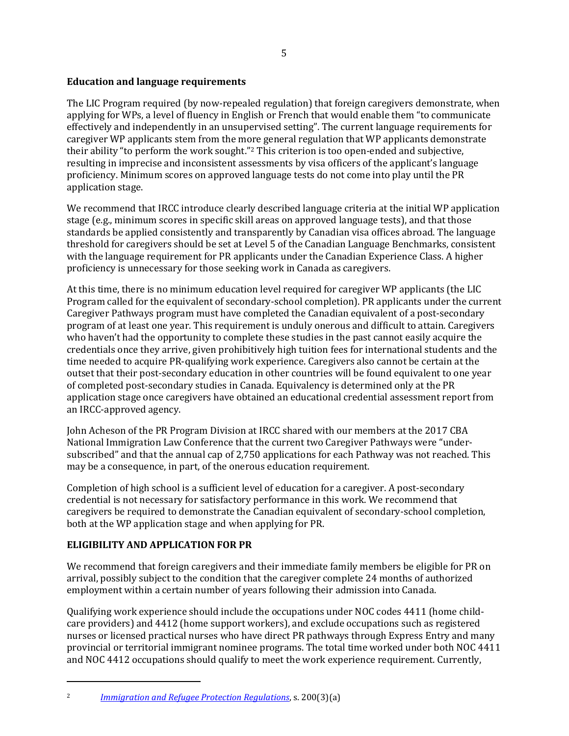**Education and language requirements**

The LIC Program required (by now-repealed regulation) that foreign caregivers demonstrate, when applying for WPs, a level of fluency in English or French that would enable them "to communicate effectively and independently in an unsupervised setting". The current language requirements for caregiver WP applicants stem from the more general regulation that WP applicants demonstrate their ability "to perform the work sought."[2] This criterion is too open-ended and subjective, resulting in imprecise and inconsistent assessments by visa officers of the applicant's language proficiency. Minimum scores on approved language tests do not come into play until the PR application stage.

We recommend that IRCC introduce clearly described language criteria at the initial WP application stage (e.g., minimum scores in specific skill areas on approved language tests), and that those standards be applied consistently and transparently by Canadian visa offices abroad. The language threshold for caregivers should be set at Level 5 of the Canadian Language Benchmarks, consistent with the language requirement for PR applicants under the Canadian Experience Class. A higher proficiency is unnecessary for those seeking work in Canada as caregivers.

At this time, there is no minimum education level required for caregiver WP applicants (the LIC Program called for the equivalent of secondary-school completion). PR applicants under the current Caregiver Pathways program must have completed the Canadian equivalent of a post-secondary program of at least one year. This requirement is unduly onerous and difficult to attain. Caregivers who haven't had the opportunity to complete these studies in the past cannot easily acquire the credentials once they arrive, given prohibitively high tuition fees for international students and the time needed to acquire PR-qualifying work experience. Caregivers also cannot be certain at the outset that their post-secondary education in other countries will be found equivalent to one year of completed post-secondary studies in Canada. Equivalency is determined only at the PR application stage once caregivers have obtained an educational credential assessment report from an IRCC-approved agency.

John Acheson of the PR Program Division at IRCC shared with our members at the 2017 CBA National Immigration Law Conference that the current two Caregiver Pathways were "under-subscribed" and that the annual cap of 2,750 applications for each Pathway was not reached. This may be a consequence, in part, of the onerous education requirement.

Completion of high school is a sufficient level of education for a caregiver. A post-secondary credential is not necessary for satisfactory performance in this work. We recommend that caregivers be required to demonstrate the Canadian equivalent of secondary-school completion, both at the WP application stage and when applying for PR.

## ELIGIBILITY AND APPLICATION FOR PR

We recommend that foreign caregivers and their immediate family members be eligible for PR on arrival, possibly subject to the condition that the caregiver complete 24 months of authorized employment within a certain number of years following their admission into Canada.

Qualifying work experience should include the occupations under NOC codes 4411 (home child-care providers) and 4412 (home support workers), and exclude occupations such as registered nurses or licensed practical nurses who have direct PR pathways through Express Entry and many provincial or territorial immigrant nominee programs. The total time worked under both NOC 4411 and NOC 4412 occupations should qualify to meet the work experience requirement. Currently,

---

[2] *Immigration and Refugee Protection Regulations*, s. 200(3)(a)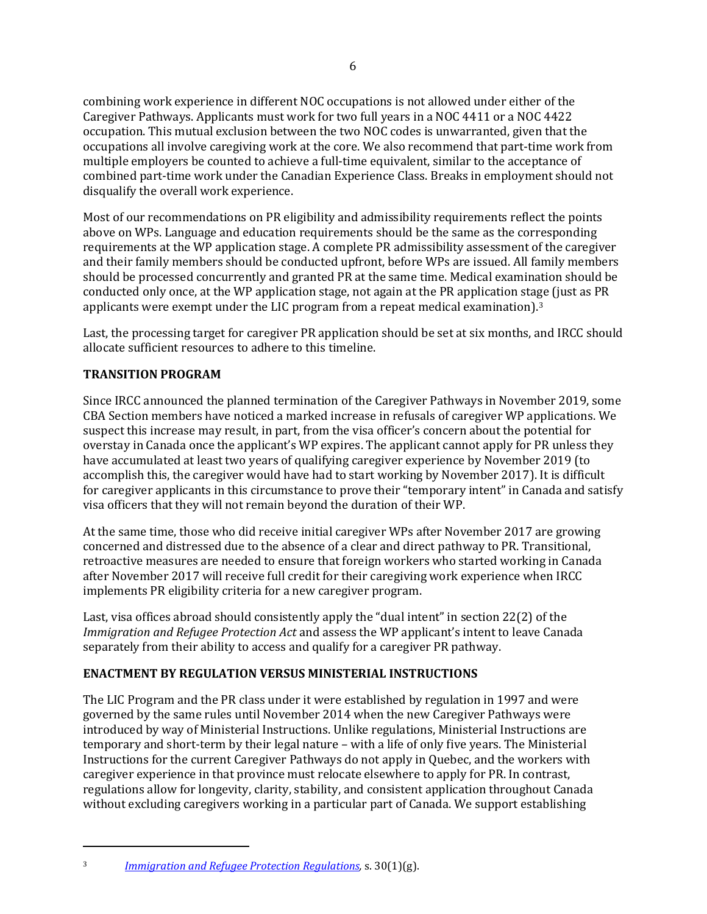combining work experience in different NOC occupations is not allowed under either of the Caregiver Pathways. Applicants must work for two full years in a NOC 4411 or a NOC 4422 occupation. This mutual exclusion between the two NOC codes is unwarranted, given that the occupations all involve caregiving work at the core. We also recommend that part-time work from multiple employers be counted to achieve a full-time equivalent, similar to the acceptance of combined part-time work under the Canadian Experience Class. Breaks in employment should not disqualify the overall work experience.

Most of our recommendations on PR eligibility and admissibility requirements reflect the points above on WPs. Language and education requirements should be the same as the corresponding requirements at the WP application stage. A complete PR admissibility assessment of the caregiver and their family members should be conducted upfront, before WPs are issued. All family members should be processed concurrently and granted PR at the same time. Medical examination should be conducted only once, at the WP application stage, not again at the PR application stage (just as PR applicants were exempt under the LIC program from a repeat medical examination).[3]

Last, the processing target for caregiver PR application should be set at six months, and IRCC should allocate sufficient resources to adhere to this timeline.

## TRANSITION PROGRAM

Since IRCC announced the planned termination of the Caregiver Pathways in November 2019, some CBA Section members have noticed a marked increase in refusals of caregiver WP applications. We suspect this increase may result, in part, from the visa officer's concern about the potential for overstay in Canada once the applicant's WP expires. The applicant cannot apply for PR unless they have accumulated at least two years of qualifying caregiver experience by November 2019 (to accomplish this, the caregiver would have had to start working by November 2017). It is difficult for caregiver applicants in this circumstance to prove their "temporary intent" in Canada and satisfy visa officers that they will not remain beyond the duration of their WP.

At the same time, those who did receive initial caregiver WPs after November 2017 are growing concerned and distressed due to the absence of a clear and direct pathway to PR. Transitional, retroactive measures are needed to ensure that foreign workers who started working in Canada after November 2017 will receive full credit for their caregiving work experience when IRCC implements PR eligibility criteria for a new caregiver program.

Last, visa offices abroad should consistently apply the "dual intent" in section 22(2) of the *Immigration and Refugee Protection Act* and assess the WP applicant's intent to leave Canada separately from their ability to access and qualify for a caregiver PR pathway.

## ENACTMENT BY REGULATION VERSUS MINISTERIAL INSTRUCTIONS

The LIC Program and the PR class under it were established by regulation in 1997 and were governed by the same rules until November 2014 when the new Caregiver Pathways were introduced by way of Ministerial Instructions. Unlike regulations, Ministerial Instructions are temporary and short-term by their legal nature – with a life of only five years. The Ministerial Instructions for the current Caregiver Pathways do not apply in Quebec, and the workers with caregiver experience in that province must relocate elsewhere to apply for PR. In contrast, regulations allow for longevity, clarity, stability, and consistent application throughout Canada without excluding caregivers working in a particular part of Canada. We support establishing

---

[3] *Immigration and Refugee Protection Regulations,* s. 30(1)(g).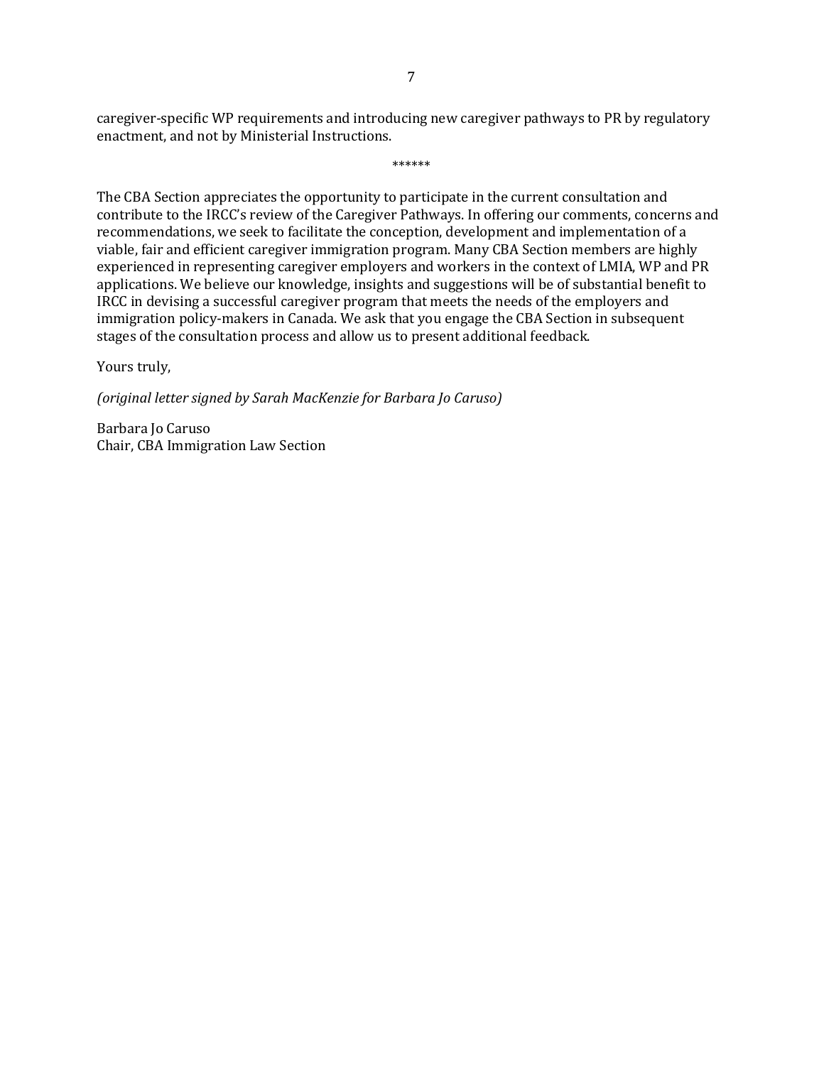caregiver-specific WP requirements and introducing new caregiver pathways to PR by regulatory enactment, and not by Ministerial Instructions.

******

The CBA Section appreciates the opportunity to participate in the current consultation and contribute to the IRCC's review of the Caregiver Pathways. In offering our comments, concerns and recommendations, we seek to facilitate the conception, development and implementation of a viable, fair and efficient caregiver immigration program. Many CBA Section members are highly experienced in representing caregiver employers and workers in the context of LMIA, WP and PR applications. We believe our knowledge, insights and suggestions will be of substantial benefit to IRCC in devising a successful caregiver program that meets the needs of the employers and immigration policy-makers in Canada. We ask that you engage the CBA Section in subsequent stages of the consultation process and allow us to present additional feedback.

Yours truly,

*(original letter signed by Sarah MacKenzie for Barbara Jo Caruso)*

Barbara Jo Caruso
Chair, CBA Immigration Law Section